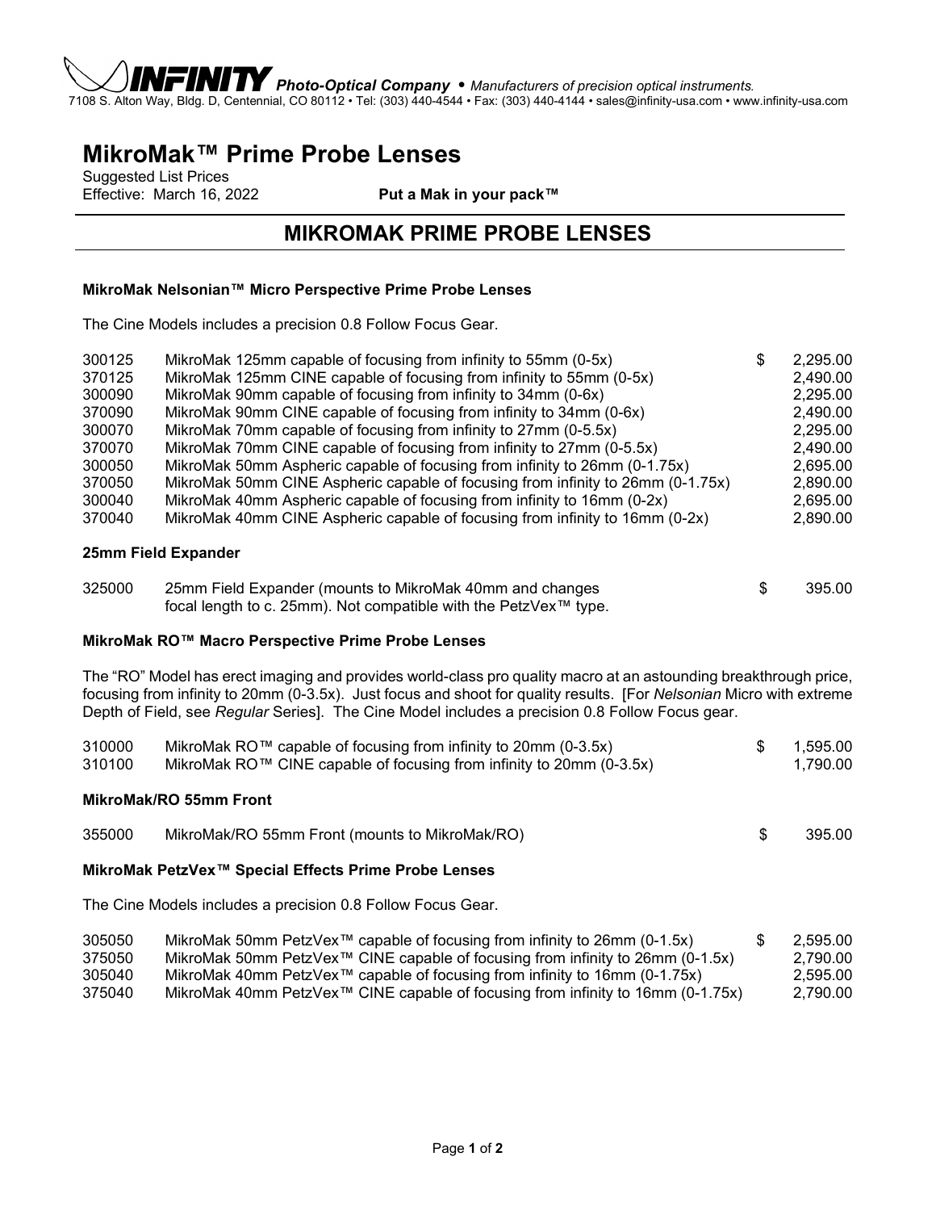**INFINITY** *Photo-Optical Company* • *Manufacturers of precision optical instruments.*
7108 S. Alton Way, Bldg. D, Centennial, CO 80112 • Tel: (303) 440-4544 • Fax: (303) 440-4144 • sales@infinity-usa.com • www.infinity-usa.com

# MikroMak™ Prime Probe Lenses

Suggested List Prices
Effective: March 16, 2022 **Put a Mak in your pack™**

## MIKROMAK PRIME PROBE LENSES

### MikroMak Nelsonian™ Micro Perspective Prime Probe Lenses

The Cine Models includes a precision 0.8 Follow Focus Gear.

| | | | |
|---|---|---|---|
| 300125 | MikroMak 125mm capable of focusing from infinity to 55mm (0-5x) | $ | 2,295.00 |
| 370125 | MikroMak 125mm CINE capable of focusing from infinity to 55mm (0-5x) | | 2,490.00 |
| 300090 | MikroMak 90mm capable of focusing from infinity to 34mm (0-6x) | | 2,295.00 |
| 370090 | MikroMak 90mm CINE capable of focusing from infinity to 34mm (0-6x) | | 2,490.00 |
| 300070 | MikroMak 70mm capable of focusing from infinity to 27mm (0-5.5x) | | 2,295.00 |
| 370070 | MikroMak 70mm CINE capable of focusing from infinity to 27mm (0-5.5x) | | 2,490.00 |
| 300050 | MikroMak 50mm Aspheric capable of focusing from infinity to 26mm (0-1.75x) | | 2,695.00 |
| 370050 | MikroMak 50mm CINE Aspheric capable of focusing from infinity to 26mm (0-1.75x) | | 2,890.00 |
| 300040 | MikroMak 40mm Aspheric capable of focusing from infinity to 16mm (0-2x) | | 2,695.00 |
| 370040 | MikroMak 40mm CINE Aspheric capable of focusing from infinity to 16mm (0-2x) | | 2,890.00 |

### 25mm Field Expander

| | | | |
|---|---|---|---|
| 325000 | 25mm Field Expander (mounts to MikroMak 40mm and changes focal length to c. 25mm). Not compatible with the PetzVex™ type. | $ | 395.00 |

### MikroMak RO™ Macro Perspective Prime Probe Lenses

The "RO" Model has erect imaging and provides world-class pro quality macro at an astounding breakthrough price, focusing from infinity to 20mm (0-3.5x). Just focus and shoot for quality results. [For *Nelsonian* Micro with extreme Depth of Field, see *Regular* Series]. The Cine Model includes a precision 0.8 Follow Focus gear.

| | | | |
|---|---|---|---|
| 310000 | MikroMak RO™ capable of focusing from infinity to 20mm (0-3.5x) | $ | 1,595.00 |
| 310100 | MikroMak RO™ CINE capable of focusing from infinity to 20mm (0-3.5x) | | 1,790.00 |

### MikroMak/RO 55mm Front

| | | | |
|---|---|---|---|
| 355000 | MikroMak/RO 55mm Front (mounts to MikroMak/RO) | $ | 395.00 |

### MikroMak PetzVex™ Special Effects Prime Probe Lenses

The Cine Models includes a precision 0.8 Follow Focus Gear.

| | | | |
|---|---|---|---|
| 305050 | MikroMak 50mm PetzVex™ capable of focusing from infinity to 26mm (0-1.5x) | $ | 2,595.00 |
| 375050 | MikroMak 50mm PetzVex™ CINE capable of focusing from infinity to 26mm (0-1.5x) | | 2,790.00 |
| 305040 | MikroMak 40mm PetzVex™ capable of focusing from infinity to 16mm (0-1.75x) | | 2,595.00 |
| 375040 | MikroMak 40mm PetzVex™ CINE capable of focusing from infinity to 16mm (0-1.75x) | | 2,790.00 |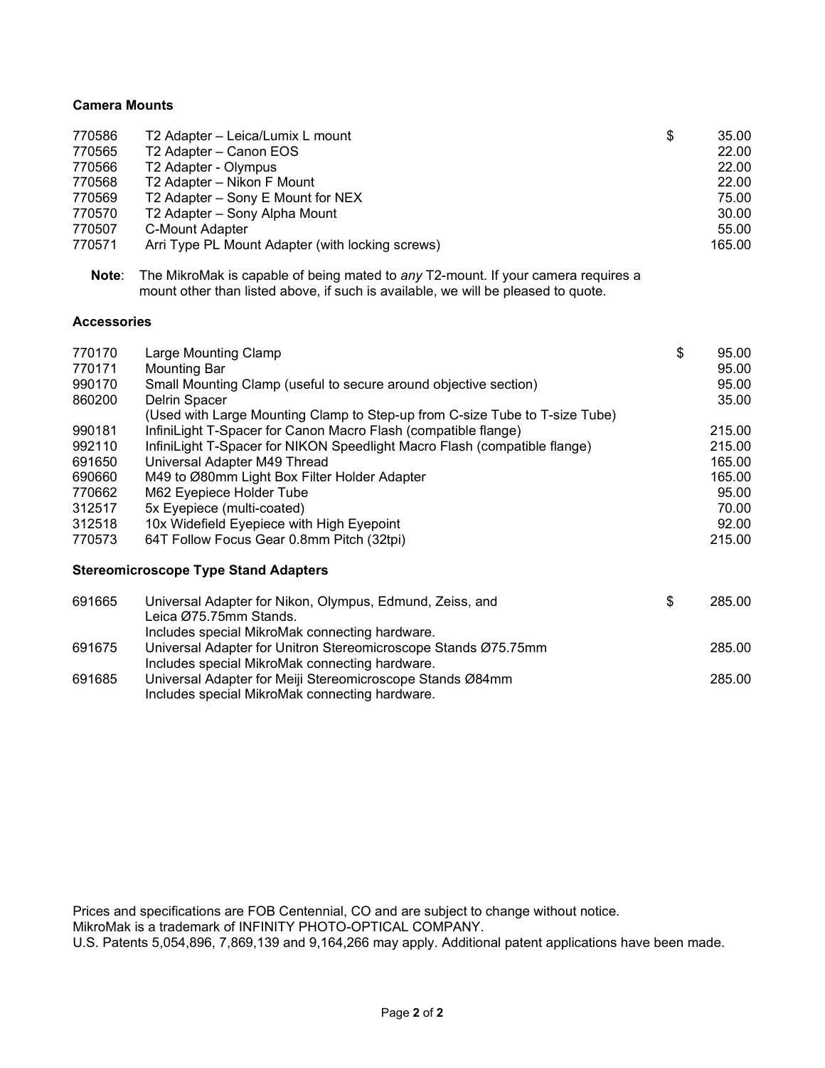**Camera Mounts**

| | | |
|---|---|---|
| 770586 | T2 Adapter – Leica/Lumix L mount | $ 35.00 |
| 770565 | T2 Adapter – Canon EOS | 22.00 |
| 770566 | T2 Adapter - Olympus | 22.00 |
| 770568 | T2 Adapter – Nikon F Mount | 22.00 |
| 770569 | T2 Adapter – Sony E Mount for NEX | 75.00 |
| 770570 | T2 Adapter – Sony Alpha Mount | 30.00 |
| 770507 | C-Mount Adapter | 55.00 |
| 770571 | Arri Type PL Mount Adapter (with locking screws) | 165.00 |

**Note**: The MikroMak is capable of being mated to *any* T2-mount. If your camera requires a mount other than listed above, if such is available, we will be pleased to quote.

**Accessories**

| | | |
|---|---|---|
| 770170 | Large Mounting Clamp | $ 95.00 |
| 770171 | Mounting Bar | 95.00 |
| 990170 | Small Mounting Clamp (useful to secure around objective section) | 95.00 |
| 860200 | Delrin Spacer (Used with Large Mounting Clamp to Step-up from C-size Tube to T-size Tube) | 35.00 |
| 990181 | InfiniLight T-Spacer for Canon Macro Flash (compatible flange) | 215.00 |
| 992110 | InfiniLight T-Spacer for NIKON Speedlight Macro Flash (compatible flange) | 215.00 |
| 691650 | Universal Adapter M49 Thread | 165.00 |
| 690660 | M49 to Ø80mm Light Box Filter Holder Adapter | 165.00 |
| 770662 | M62 Eyepiece Holder Tube | 95.00 |
| 312517 | 5x Eyepiece (multi-coated) | 70.00 |
| 312518 | 10x Widefield Eyepiece with High Eyepoint | 92.00 |
| 770573 | 64T Follow Focus Gear 0.8mm Pitch (32tpi) | 215.00 |

**Stereomicroscope Type Stand Adapters**

| | | |
|---|---|---|
| 691665 | Universal Adapter for Nikon, Olympus, Edmund, Zeiss, and Leica Ø75.75mm Stands. Includes special MikroMak connecting hardware. | $ 285.00 |
| 691675 | Universal Adapter for Unitron Stereomicroscope Stands Ø75.75mm Includes special MikroMak connecting hardware. | 285.00 |
| 691685 | Universal Adapter for Meiji Stereomicroscope Stands Ø84mm Includes special MikroMak connecting hardware. | 285.00 |

Prices and specifications are FOB Centennial, CO and are subject to change without notice.
MikroMak is a trademark of INFINITY PHOTO-OPTICAL COMPANY.
U.S. Patents 5,054,896, 7,869,139 and 9,164,266 may apply. Additional patent applications have been made.